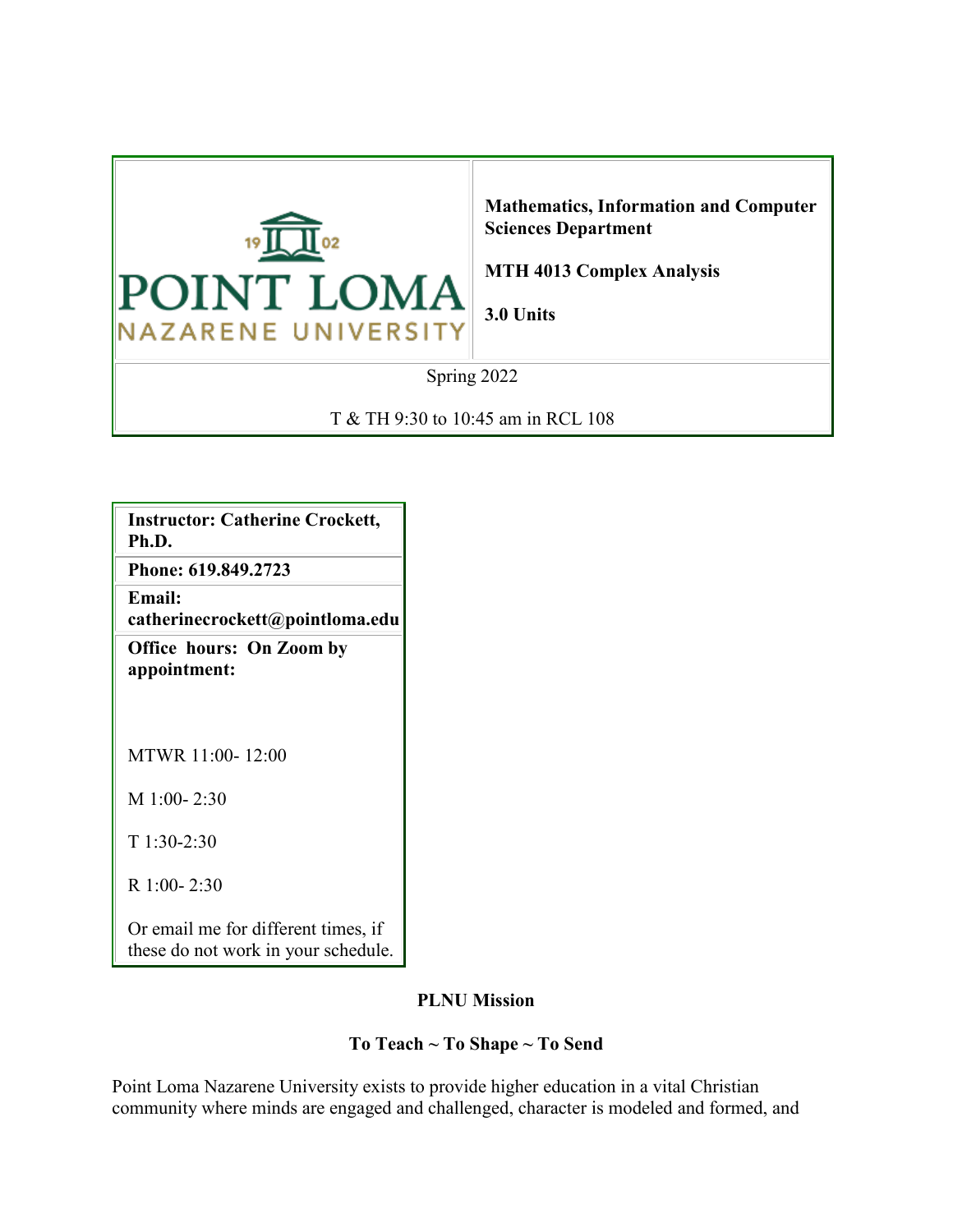| POINT LOMA NAZARENE UNIVERSITY | **Mathematics, Information and Computer Sciences Department**<br><br>**MTH 4013 Complex Analysis**<br><br>**3.0 Units** |
|---|---|
| Spring 2022<br><br>T & TH 9:30 to 10:45 am in RCL 108 | |

| **Instructor: Catherine Crockett, Ph.D.** |
|---|
| **Phone: 619.849.2723** |
| **Email: catherinecrockett@pointloma.edu** |
| **Office hours: On Zoom by appointment:**<br><br>MTWR 11:00- 12:00<br><br>M 1:00- 2:30<br><br>T 1:30-2:30<br><br>R 1:00- 2:30<br><br>Or email me for different times, if these do not work in your schedule. |

**PLNU Mission**

**To Teach ~ To Shape ~ To Send**

Point Loma Nazarene University exists to provide higher education in a vital Christian community where minds are engaged and challenged, character is modeled and formed, and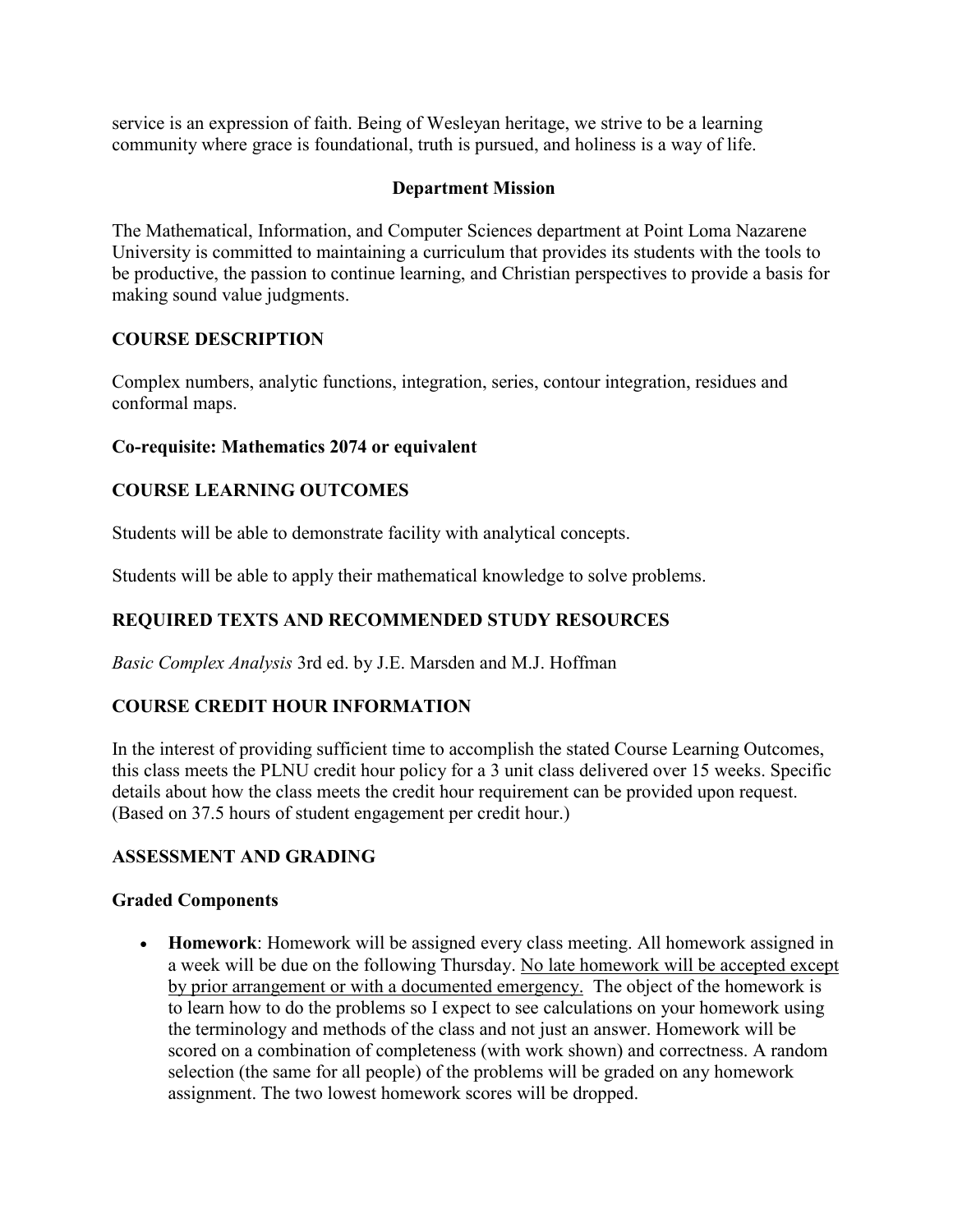service is an expression of faith. Being of Wesleyan heritage, we strive to be a learning community where grace is foundational, truth is pursued, and holiness is a way of life.

### Department Mission

The Mathematical, Information, and Computer Sciences department at Point Loma Nazarene University is committed to maintaining a curriculum that provides its students with the tools to be productive, the passion to continue learning, and Christian perspectives to provide a basis for making sound value judgments.

## COURSE DESCRIPTION

Complex numbers, analytic functions, integration, series, contour integration, residues and conformal maps.

**Co-requisite: Mathematics 2074 or equivalent**

## COURSE LEARNING OUTCOMES

Students will be able to demonstrate facility with analytical concepts.

Students will be able to apply their mathematical knowledge to solve problems.

## REQUIRED TEXTS AND RECOMMENDED STUDY RESOURCES

*Basic Complex Analysis* 3rd ed. by J.E. Marsden and M.J. Hoffman

## COURSE CREDIT HOUR INFORMATION

In the interest of providing sufficient time to accomplish the stated Course Learning Outcomes, this class meets the PLNU credit hour policy for a 3 unit class delivered over 15 weeks. Specific details about how the class meets the credit hour requirement can be provided upon request. (Based on 37.5 hours of student engagement per credit hour.)

## ASSESSMENT AND GRADING

### Graded Components

- **Homework**: Homework will be assigned every class meeting. All homework assigned in a week will be due on the following Thursday. No late homework will be accepted except by prior arrangement or with a documented emergency. The object of the homework is to learn how to do the problems so I expect to see calculations on your homework using the terminology and methods of the class and not just an answer. Homework will be scored on a combination of completeness (with work shown) and correctness. A random selection (the same for all people) of the problems will be graded on any homework assignment. The two lowest homework scores will be dropped.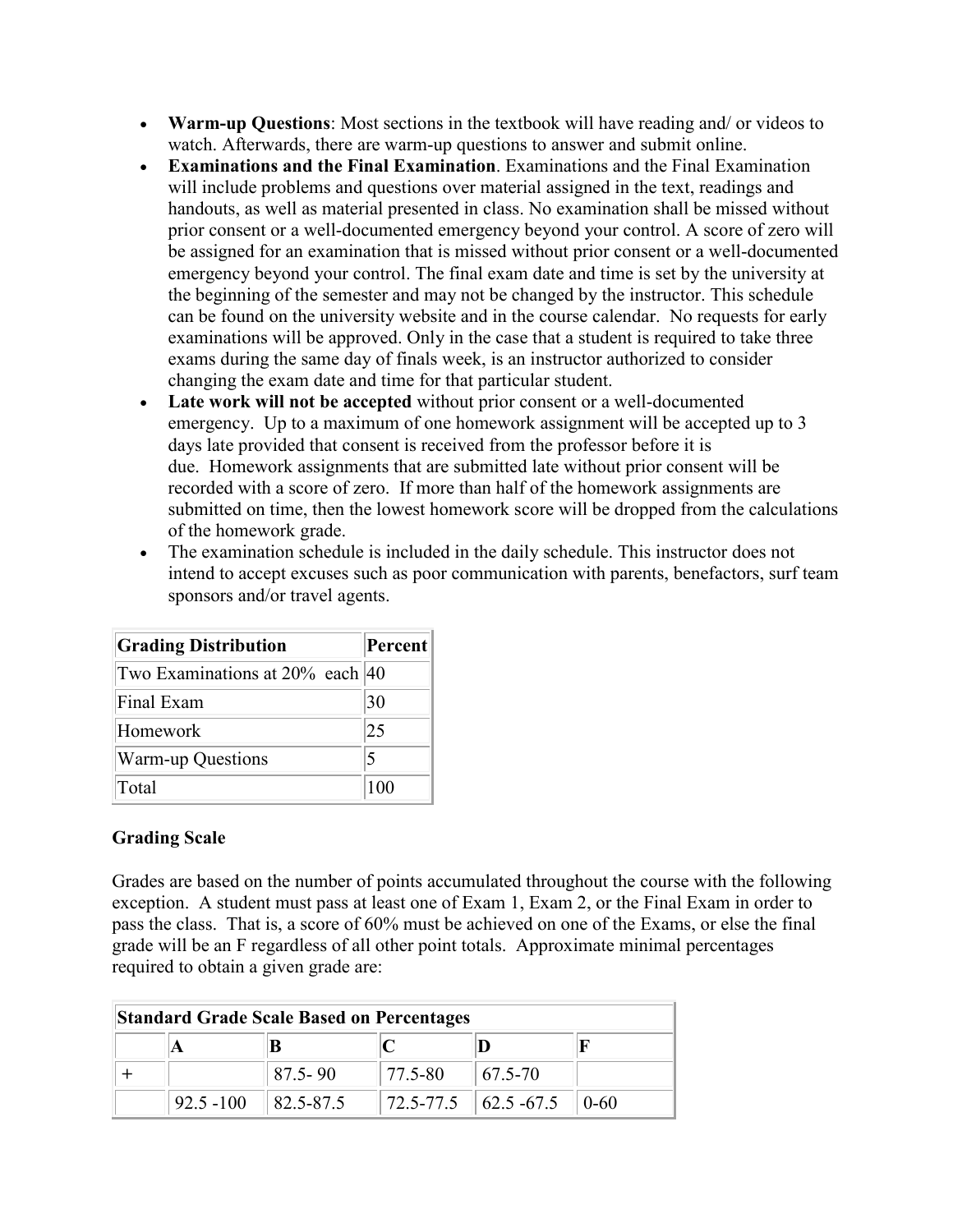- **Warm-up Questions**: Most sections in the textbook will have reading and/ or videos to watch. Afterwards, there are warm-up questions to answer and submit online.
- **Examinations and the Final Examination**. Examinations and the Final Examination will include problems and questions over material assigned in the text, readings and handouts, as well as material presented in class. No examination shall be missed without prior consent or a well-documented emergency beyond your control. A score of zero will be assigned for an examination that is missed without prior consent or a well-documented emergency beyond your control. The final exam date and time is set by the university at the beginning of the semester and may not be changed by the instructor. This schedule can be found on the university website and in the course calendar. No requests for early examinations will be approved. Only in the case that a student is required to take three exams during the same day of finals week, is an instructor authorized to consider changing the exam date and time for that particular student.
- **Late work will not be accepted** without prior consent or a well-documented emergency. Up to a maximum of one homework assignment will be accepted up to 3 days late provided that consent is received from the professor before it is due. Homework assignments that are submitted late without prior consent will be recorded with a score of zero. If more than half of the homework assignments are submitted on time, then the lowest homework score will be dropped from the calculations of the homework grade.
- The examination schedule is included in the daily schedule. This instructor does not intend to accept excuses such as poor communication with parents, benefactors, surf team sponsors and/or travel agents.

| Grading Distribution | Percent |
|---|---|
| Two Examinations at 20% each | 40 |
| Final Exam | 30 |
| Homework | 25 |
| Warm-up Questions | 5 |
| Total | 100 |

**Grading Scale**

Grades are based on the number of points accumulated throughout the course with the following exception. A student must pass at least one of Exam 1, Exam 2, or the Final Exam in order to pass the class. That is, a score of 60% must be achieved on one of the Exams, or else the final grade will be an F regardless of all other point totals. Approximate minimal percentages required to obtain a given grade are:

| Standard Grade Scale Based on Percentages | | | | | |
|---|---|---|---|---|---|
| | **A** | **B** | **C** | **D** | **F** |
| + | | 87.5- 90 | 77.5-80 | 67.5-70 | |
| | 92.5 -100 | 82.5-87.5 | 72.5-77.5 | 62.5 -67.5 | 0-60 |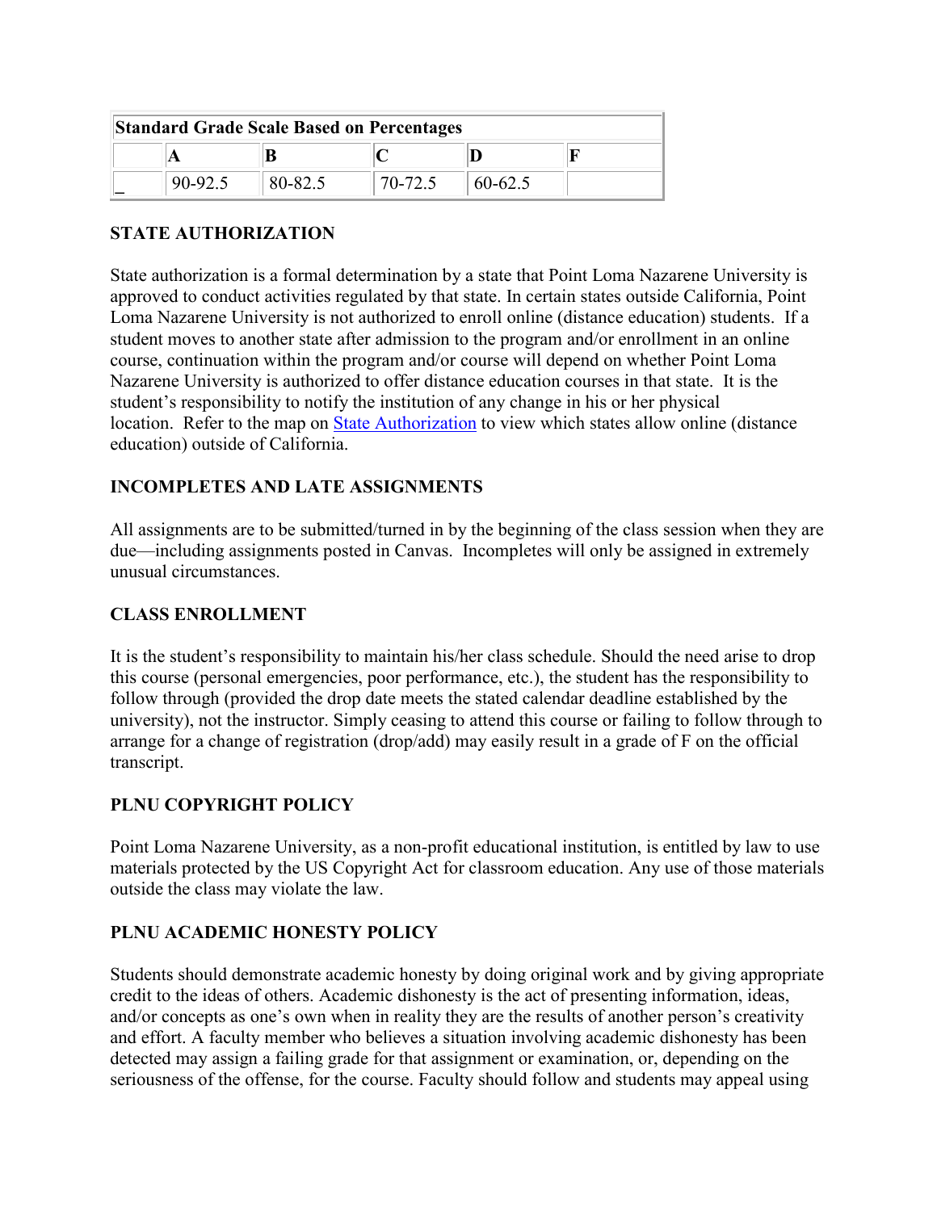| Standard Grade Scale Based on Percentages | | | | | |
| --- | --- | --- | --- | --- | --- |
| | A | B | C | D | F |
| _ | 90-92.5 | 80-82.5 | 70-72.5 | 60-62.5 | |

**STATE AUTHORIZATION**

State authorization is a formal determination by a state that Point Loma Nazarene University is approved to conduct activities regulated by that state. In certain states outside California, Point Loma Nazarene University is not authorized to enroll online (distance education) students. If a student moves to another state after admission to the program and/or enrollment in an online course, continuation within the program and/or course will depend on whether Point Loma Nazarene University is authorized to offer distance education courses in that state. It is the student's responsibility to notify the institution of any change in his or her physical location. Refer to the map on [State Authorization] to view which states allow online (distance education) outside of California.

**INCOMPLETES AND LATE ASSIGNMENTS**

All assignments are to be submitted/turned in by the beginning of the class session when they are due—including assignments posted in Canvas. Incompletes will only be assigned in extremely unusual circumstances.

**CLASS ENROLLMENT**

It is the student's responsibility to maintain his/her class schedule. Should the need arise to drop this course (personal emergencies, poor performance, etc.), the student has the responsibility to follow through (provided the drop date meets the stated calendar deadline established by the university), not the instructor. Simply ceasing to attend this course or failing to follow through to arrange for a change of registration (drop/add) may easily result in a grade of F on the official transcript.

**PLNU COPYRIGHT POLICY**

Point Loma Nazarene University, as a non-profit educational institution, is entitled by law to use materials protected by the US Copyright Act for classroom education. Any use of those materials outside the class may violate the law.

**PLNU ACADEMIC HONESTY POLICY**

Students should demonstrate academic honesty by doing original work and by giving appropriate credit to the ideas of others. Academic dishonesty is the act of presenting information, ideas, and/or concepts as one's own when in reality they are the results of another person's creativity and effort. A faculty member who believes a situation involving academic dishonesty has been detected may assign a failing grade for that assignment or examination, or, depending on the seriousness of the offense, for the course. Faculty should follow and students may appeal using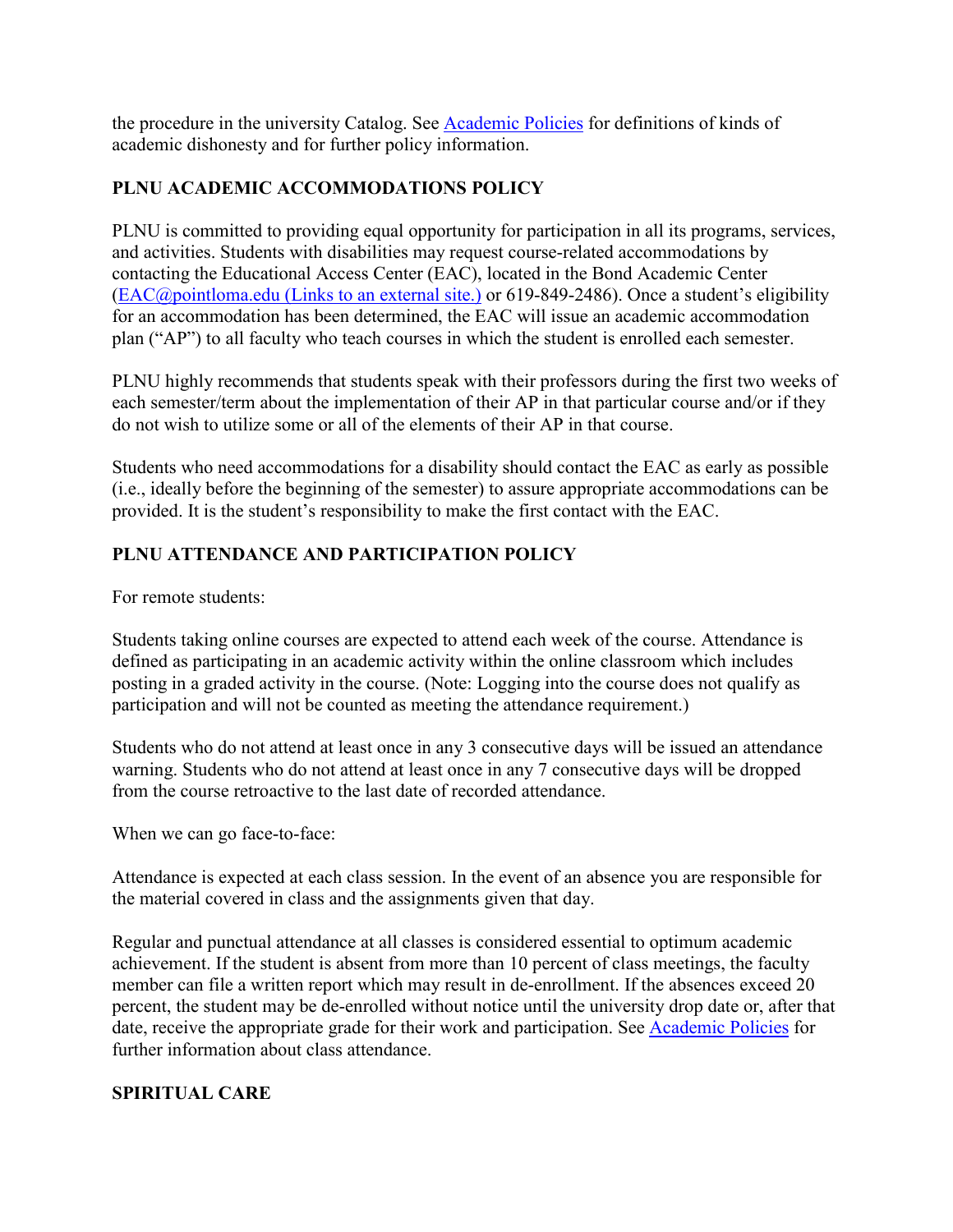the procedure in the university Catalog. See [Academic Policies] for definitions of kinds of academic dishonesty and for further policy information.

**PLNU ACADEMIC ACCOMMODATIONS POLICY**

PLNU is committed to providing equal opportunity for participation in all its programs, services, and activities. Students with disabilities may request course-related accommodations by contacting the Educational Access Center (EAC), located in the Bond Academic Center (EAC@pointloma.edu (Links to an external site.) or 619-849-2486). Once a student's eligibility for an accommodation has been determined, the EAC will issue an academic accommodation plan ("AP") to all faculty who teach courses in which the student is enrolled each semester.

PLNU highly recommends that students speak with their professors during the first two weeks of each semester/term about the implementation of their AP in that particular course and/or if they do not wish to utilize some or all of the elements of their AP in that course.

Students who need accommodations for a disability should contact the EAC as early as possible (i.e., ideally before the beginning of the semester) to assure appropriate accommodations can be provided. It is the student's responsibility to make the first contact with the EAC.

**PLNU ATTENDANCE AND PARTICIPATION POLICY**

For remote students:

Students taking online courses are expected to attend each week of the course. Attendance is defined as participating in an academic activity within the online classroom which includes posting in a graded activity in the course. (Note: Logging into the course does not qualify as participation and will not be counted as meeting the attendance requirement.)

Students who do not attend at least once in any 3 consecutive days will be issued an attendance warning. Students who do not attend at least once in any 7 consecutive days will be dropped from the course retroactive to the last date of recorded attendance.

When we can go face-to-face:

Attendance is expected at each class session. In the event of an absence you are responsible for the material covered in class and the assignments given that day.

Regular and punctual attendance at all classes is considered essential to optimum academic achievement. If the student is absent from more than 10 percent of class meetings, the faculty member can file a written report which may result in de-enrollment. If the absences exceed 20 percent, the student may be de-enrolled without notice until the university drop date or, after that date, receive the appropriate grade for their work and participation. See [Academic Policies] for further information about class attendance.

**SPIRITUAL CARE**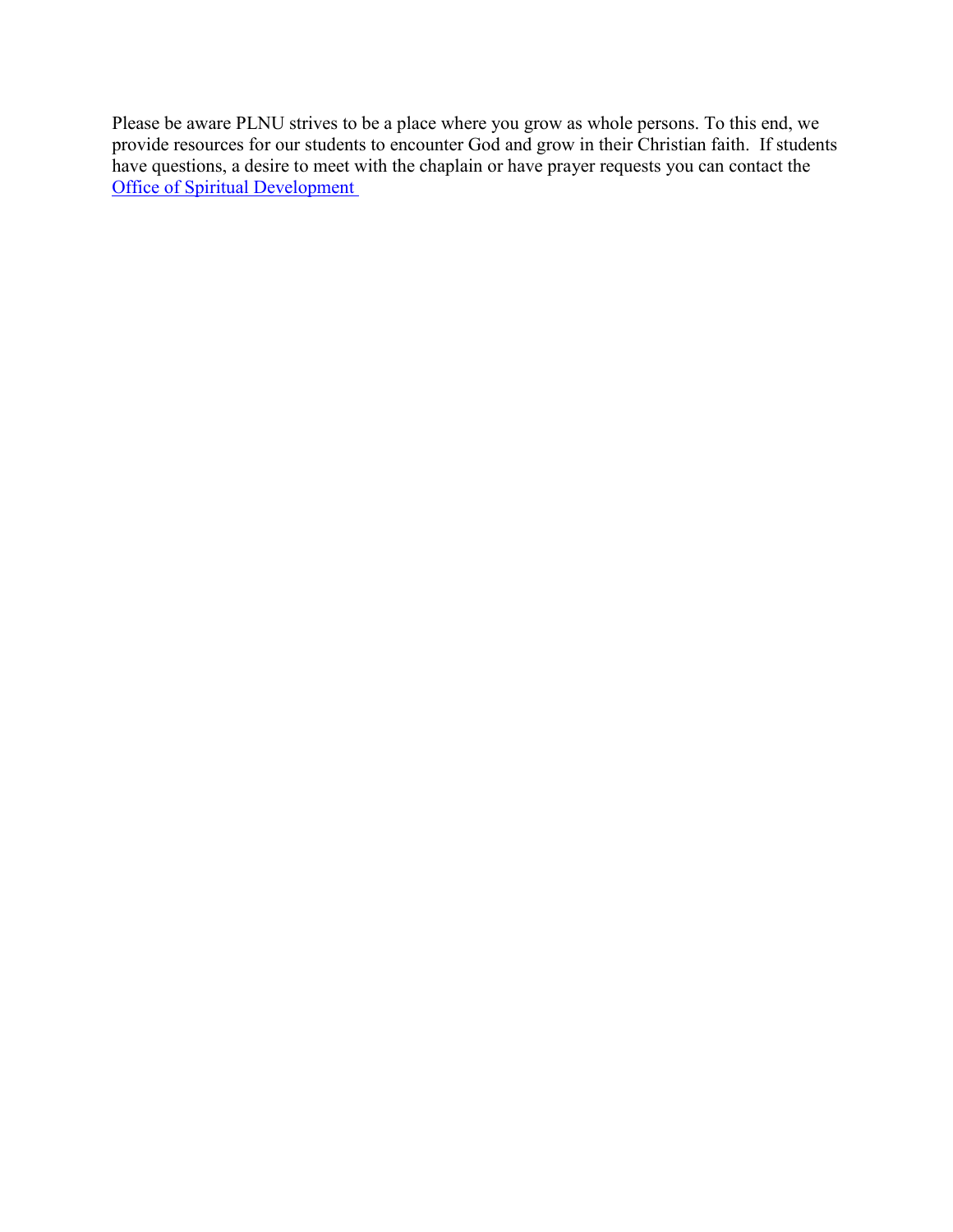Please be aware PLNU strives to be a place where you grow as whole persons. To this end, we provide resources for our students to encounter God and grow in their Christian faith. If students have questions, a desire to meet with the chaplain or have prayer requests you can contact the Office of Spiritual Development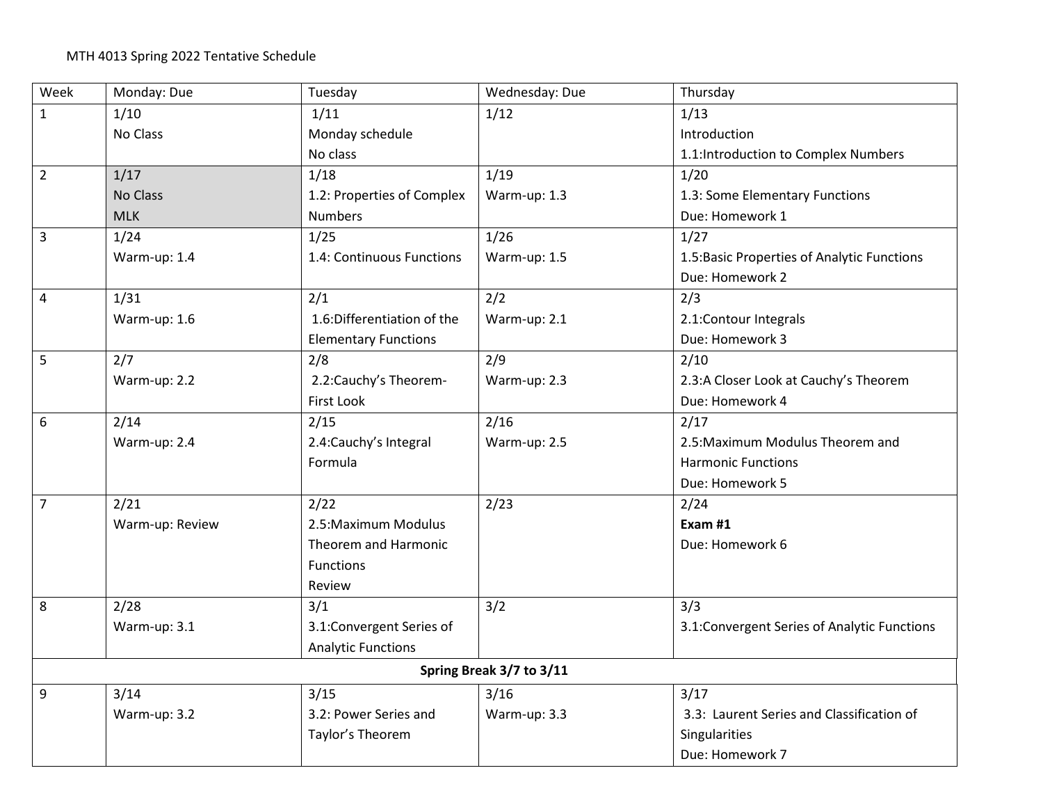MTH 4013 Spring 2022 Tentative Schedule

| Week | Monday: Due | Tuesday | Wednesday: Due | Thursday |
|---|---|---|---|---|
| 1 | 1/10<br>No Class | 1/11<br>Monday schedule<br>No class | 1/12 | 1/13<br>Introduction<br>1.1:Introduction to Complex Numbers |
| 2 | 1/17<br>No Class<br>MLK | 1/18<br>1.2: Properties of Complex Numbers | 1/19<br>Warm-up: 1.3 | 1/20<br>1.3: Some Elementary Functions<br>Due: Homework 1 |
| 3 | 1/24<br>Warm-up: 1.4 | 1/25<br>1.4: Continuous Functions | 1/26<br>Warm-up: 1.5 | 1/27<br>1.5:Basic Properties of Analytic Functions<br>Due: Homework 2 |
| 4 | 1/31<br>Warm-up: 1.6 | 2/1<br>1.6:Differentiation of the Elementary Functions | 2/2<br>Warm-up: 2.1 | 2/3<br>2.1:Contour Integrals<br>Due: Homework 3 |
| 5 | 2/7<br>Warm-up: 2.2 | 2/8<br>2.2:Cauchy's Theorem-First Look | 2/9<br>Warm-up: 2.3 | 2/10<br>2.3:A Closer Look at Cauchy's Theorem<br>Due: Homework 4 |
| 6 | 2/14<br>Warm-up: 2.4 | 2/15<br>2.4:Cauchy's Integral Formula | 2/16<br>Warm-up: 2.5 | 2/17<br>2.5:Maximum Modulus Theorem and Harmonic Functions<br>Due: Homework 5 |
| 7 | 2/21<br>Warm-up: Review | 2/22<br>2.5:Maximum Modulus Theorem and Harmonic Functions<br>Review | 2/23 | 2/24<br>**Exam #1**<br>Due: Homework 6 |
| 8 | 2/28<br>Warm-up: 3.1 | 3/1<br>3.1:Convergent Series of Analytic Functions | 3/2 | 3/3<br>3.1:Convergent Series of Analytic Functions |
| **Spring Break 3/7 to 3/11** | | | | |
| 9 | 3/14<br>Warm-up: 3.2 | 3/15<br>3.2: Power Series and Taylor's Theorem | 3/16<br>Warm-up: 3.3 | 3/17<br>3.3: Laurent Series and Classification of Singularities<br>Due: Homework 7 |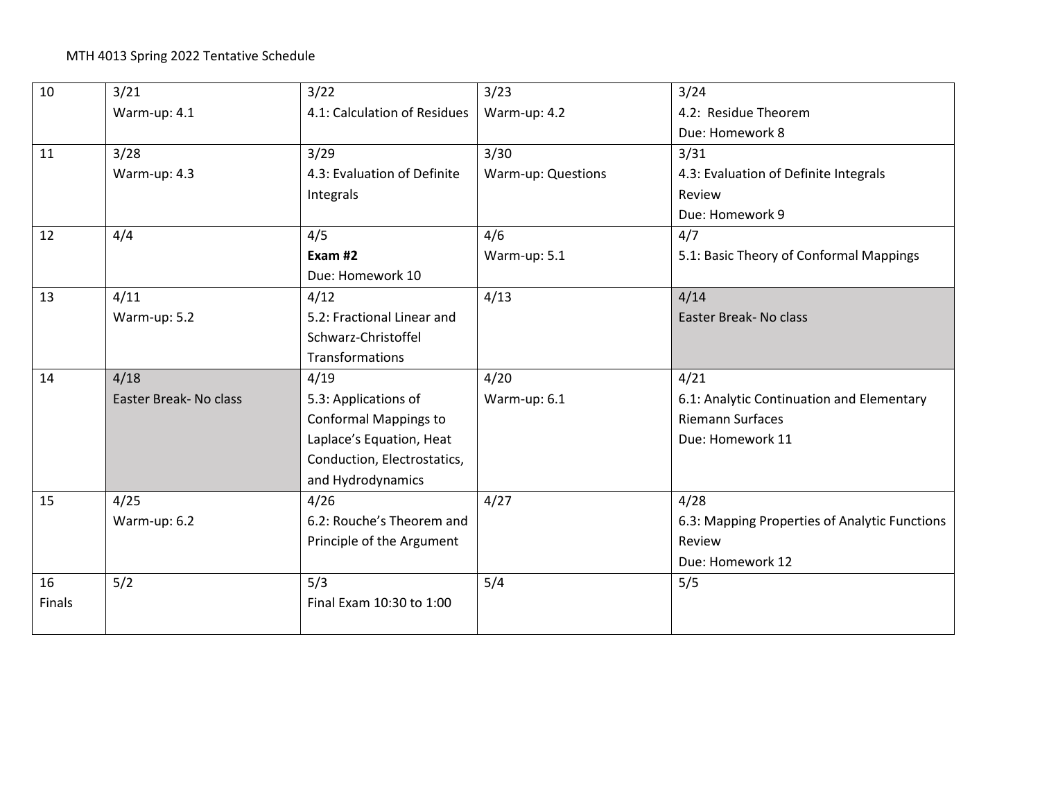MTH 4013 Spring 2022 Tentative Schedule

| | | | | |
|---|---|---|---|---|
| 10 | 3/21<br>Warm-up: 4.1 | 3/22<br>4.1: Calculation of Residues | 3/23<br>Warm-up: 4.2 | 3/24<br>4.2: Residue Theorem<br>Due: Homework 8 |
| 11 | 3/28<br>Warm-up: 4.3 | 3/29<br>4.3: Evaluation of Definite Integrals | 3/30<br>Warm-up: Questions | 3/31<br>4.3: Evaluation of Definite Integrals<br>Review<br>Due: Homework 9 |
| 12 | 4/4 | 4/5<br>**Exam #2**<br>Due: Homework 10 | 4/6<br>Warm-up: 5.1 | 4/7<br>5.1: Basic Theory of Conformal Mappings |
| 13 | 4/11<br>Warm-up: 5.2 | 4/12<br>5.2: Fractional Linear and Schwarz-Christoffel Transformations | 4/13 | 4/14<br>Easter Break- No class |
| 14 | 4/18<br>Easter Break- No class | 4/19<br>5.3: Applications of Conformal Mappings to Laplace's Equation, Heat Conduction, Electrostatics, and Hydrodynamics | 4/20<br>Warm-up: 6.1 | 4/21<br>6.1: Analytic Continuation and Elementary Riemann Surfaces<br>Due: Homework 11 |
| 15 | 4/25<br>Warm-up: 6.2 | 4/26<br>6.2: Rouche's Theorem and Principle of the Argument | 4/27 | 4/28<br>6.3: Mapping Properties of Analytic Functions<br>Review<br>Due: Homework 12 |
| 16<br>Finals | 5/2 | 5/3<br>Final Exam 10:30 to 1:00 | 5/4 | 5/5 |